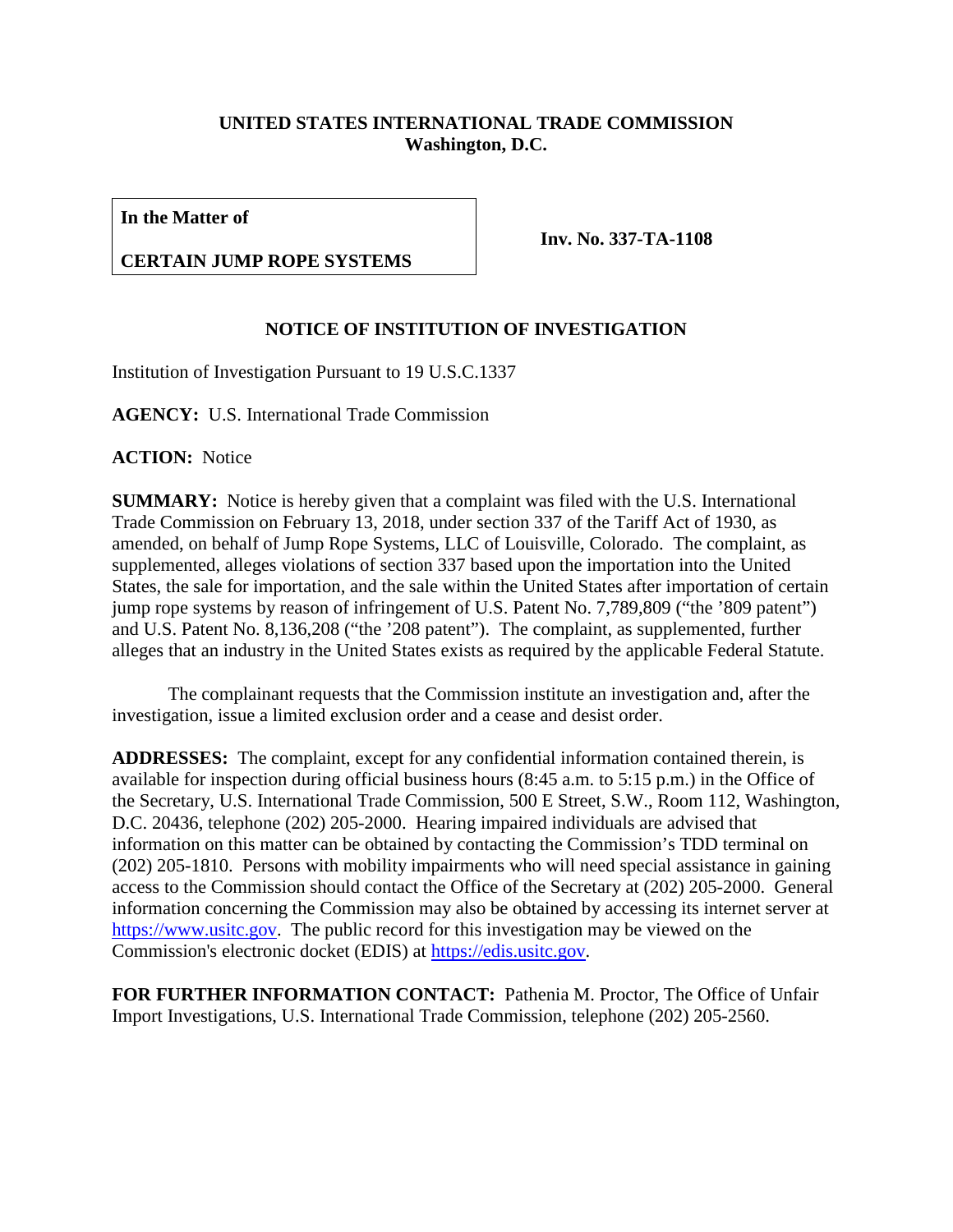**UNITED STATES INTERNATIONAL TRADE COMMISSION**
**Washington, D.C.**

| **In the Matter of** **CERTAIN JUMP ROPE SYSTEMS** | **Inv. No. 337-TA-1108** |
|---|---|

## NOTICE OF INSTITUTION OF INVESTIGATION

Institution of Investigation Pursuant to 19 U.S.C.1337

**AGENCY:** U.S. International Trade Commission

**ACTION:** Notice

**SUMMARY:** Notice is hereby given that a complaint was filed with the U.S. International Trade Commission on February 13, 2018, under section 337 of the Tariff Act of 1930, as amended, on behalf of Jump Rope Systems, LLC of Louisville, Colorado. The complaint, as supplemented, alleges violations of section 337 based upon the importation into the United States, the sale for importation, and the sale within the United States after importation of certain jump rope systems by reason of infringement of U.S. Patent No. 7,789,809 ("the '809 patent") and U.S. Patent No. 8,136,208 ("the '208 patent"). The complaint, as supplemented, further alleges that an industry in the United States exists as required by the applicable Federal Statute.

The complainant requests that the Commission institute an investigation and, after the investigation, issue a limited exclusion order and a cease and desist order.

**ADDRESSES:** The complaint, except for any confidential information contained therein, is available for inspection during official business hours (8:45 a.m. to 5:15 p.m.) in the Office of the Secretary, U.S. International Trade Commission, 500 E Street, S.W., Room 112, Washington, D.C. 20436, telephone (202) 205-2000. Hearing impaired individuals are advised that information on this matter can be obtained by contacting the Commission's TDD terminal on (202) 205-1810. Persons with mobility impairments who will need special assistance in gaining access to the Commission should contact the Office of the Secretary at (202) 205-2000. General information concerning the Commission may also be obtained by accessing its internet server at https://www.usitc.gov. The public record for this investigation may be viewed on the Commission's electronic docket (EDIS) at https://edis.usitc.gov.

**FOR FURTHER INFORMATION CONTACT:** Pathenia M. Proctor, The Office of Unfair Import Investigations, U.S. International Trade Commission, telephone (202) 205-2560.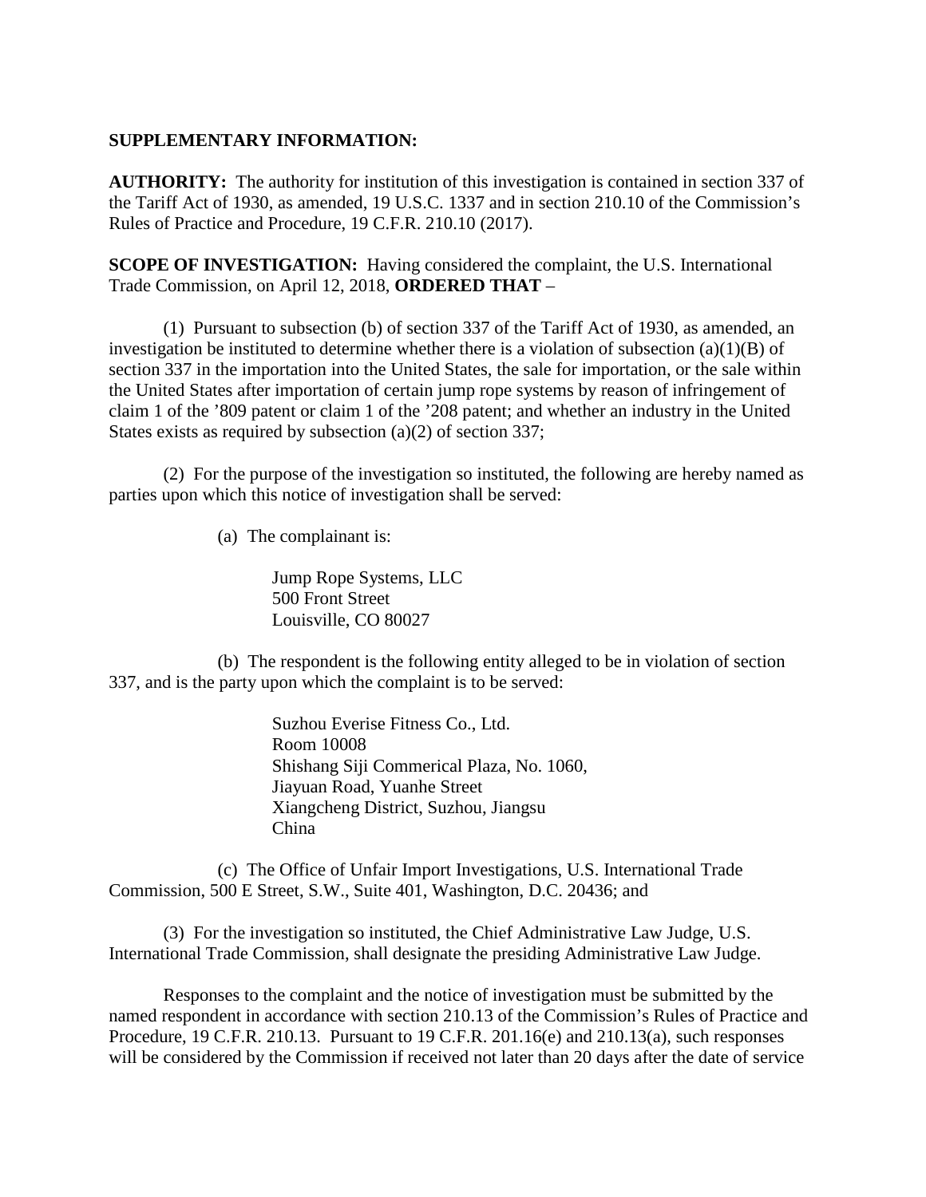**SUPPLEMENTARY INFORMATION:**

**AUTHORITY:** The authority for institution of this investigation is contained in section 337 of the Tariff Act of 1930, as amended, 19 U.S.C. 1337 and in section 210.10 of the Commission's Rules of Practice and Procedure, 19 C.F.R. 210.10 (2017).

**SCOPE OF INVESTIGATION:** Having considered the complaint, the U.S. International Trade Commission, on April 12, 2018, **ORDERED THAT** –

(1) Pursuant to subsection (b) of section 337 of the Tariff Act of 1930, as amended, an investigation be instituted to determine whether there is a violation of subsection (a)(1)(B) of section 337 in the importation into the United States, the sale for importation, or the sale within the United States after importation of certain jump rope systems by reason of infringement of claim 1 of the '809 patent or claim 1 of the '208 patent; and whether an industry in the United States exists as required by subsection (a)(2) of section 337;

(2) For the purpose of the investigation so instituted, the following are hereby named as parties upon which this notice of investigation shall be served:

(a) The complainant is:

Jump Rope Systems, LLC
500 Front Street
Louisville, CO 80027

(b) The respondent is the following entity alleged to be in violation of section 337, and is the party upon which the complaint is to be served:

Suzhou Everise Fitness Co., Ltd.
Room 10008
Shishang Siji Commerical Plaza, No. 1060,
Jiayuan Road, Yuanhe Street
Xiangcheng District, Suzhou, Jiangsu
China

(c) The Office of Unfair Import Investigations, U.S. International Trade Commission, 500 E Street, S.W., Suite 401, Washington, D.C. 20436; and

(3) For the investigation so instituted, the Chief Administrative Law Judge, U.S. International Trade Commission, shall designate the presiding Administrative Law Judge.

Responses to the complaint and the notice of investigation must be submitted by the named respondent in accordance with section 210.13 of the Commission's Rules of Practice and Procedure, 19 C.F.R. 210.13. Pursuant to 19 C.F.R. 201.16(e) and 210.13(a), such responses will be considered by the Commission if received not later than 20 days after the date of service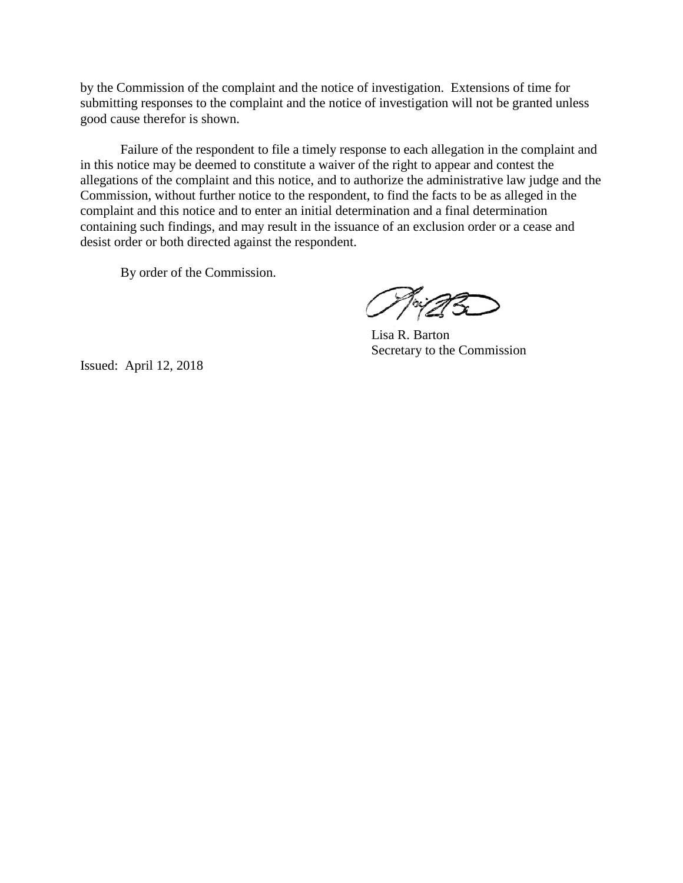by the Commission of the complaint and the notice of investigation. Extensions of time for submitting responses to the complaint and the notice of investigation will not be granted unless good cause therefor is shown.

Failure of the respondent to file a timely response to each allegation in the complaint and in this notice may be deemed to constitute a waiver of the right to appear and contest the allegations of the complaint and this notice, and to authorize the administrative law judge and the Commission, without further notice to the respondent, to find the facts to be as alleged in the complaint and this notice and to enter an initial determination and a final determination containing such findings, and may result in the issuance of an exclusion order or a cease and desist order or both directed against the respondent.

By order of the Commission.

Lisa R. Barton
Secretary to the Commission

Issued: April 12, 2018